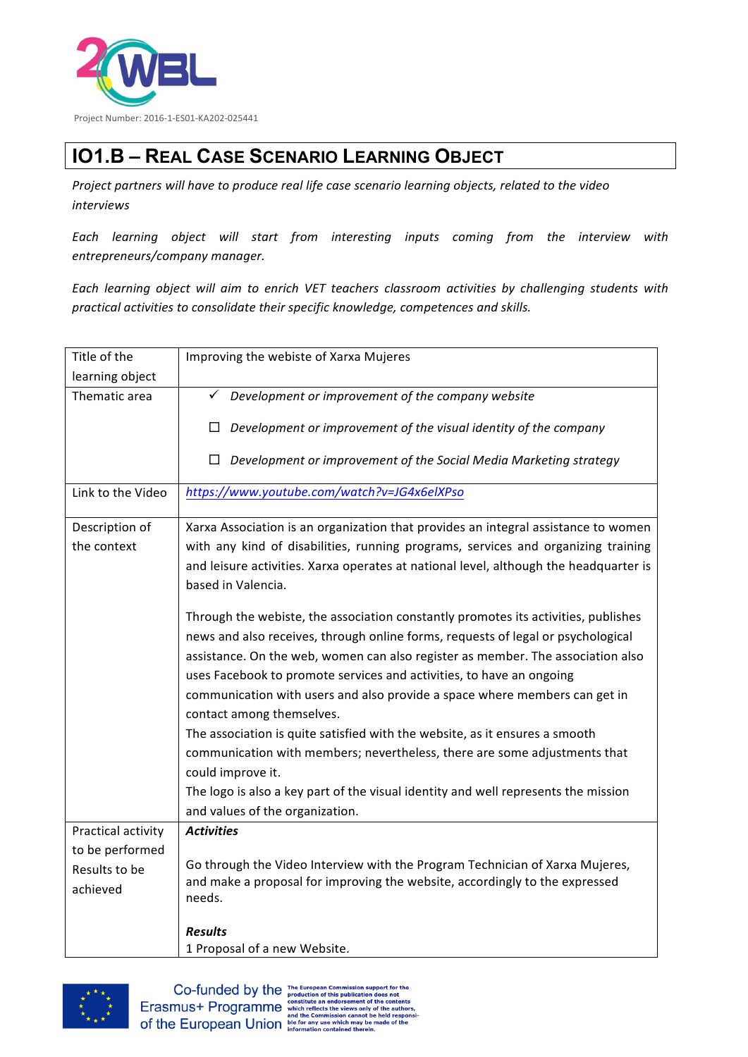Project Number: 2016-1-ES01-KA202-025441

# IO1.B – Real Case Scenario Learning Object

*Project partners will have to produce real life case scenario learning objects, related to the video interviews*

*Each learning object will start from interesting inputs coming from the interview with entrepreneurs/company manager.*

*Each learning object will aim to enrich VET teachers classroom activities by challenging students with practical activities to consolidate their specific knowledge, competences and skills.*

| | |
|---|---|
| Title of the learning object | Improving the webiste of Xarxa Mujeres |
| Thematic area | ✓ *Development or improvement of the company website*<br><br>☐ *Development or improvement of the visual identity of the company*<br><br>☐ *Development or improvement of the Social Media Marketing strategy* |
| Link to the Video | *https://www.youtube.com/watch?v=JG4x6elXPso* |
| Description of the context | Xarxa Association is an organization that provides an integral assistance to women with any kind of disabilities, running programs, services and organizing training and leisure activities. Xarxa operates at national level, although the headquarter is based in Valencia.<br><br>Through the webiste, the association constantly promotes its activities, publishes news and also receives, through online forms, requests of legal or psychological assistance. On the web, women can also register as member. The association also uses Facebook to promote services and activities, to have an ongoing communication with users and also provide a space where members can get in contact among themselves.<br>The association is quite satisfied with the website, as it ensures a smooth communication with members; nevertheless, there are some adjustments that could improve it.<br>The logo is also a key part of the visual identity and well represents the mission and values of the organization. |
| Practical activity to be performed Results to be achieved | ***Activities***<br><br>Go through the Video Interview with the Program Technician of Xarxa Mujeres, and make a proposal for improving the website, accordingly to the expressed needs.<br><br>***Results***<br>1 Proposal of a new Website. |

Co-funded by the Erasmus+ Programme of the European Union

The European Commission support for the production of this publication does not constitute an endorsement of the contents which reflects the views only of the authors, and the Commission cannot be held responsible for any use which may be made of the information contained therein.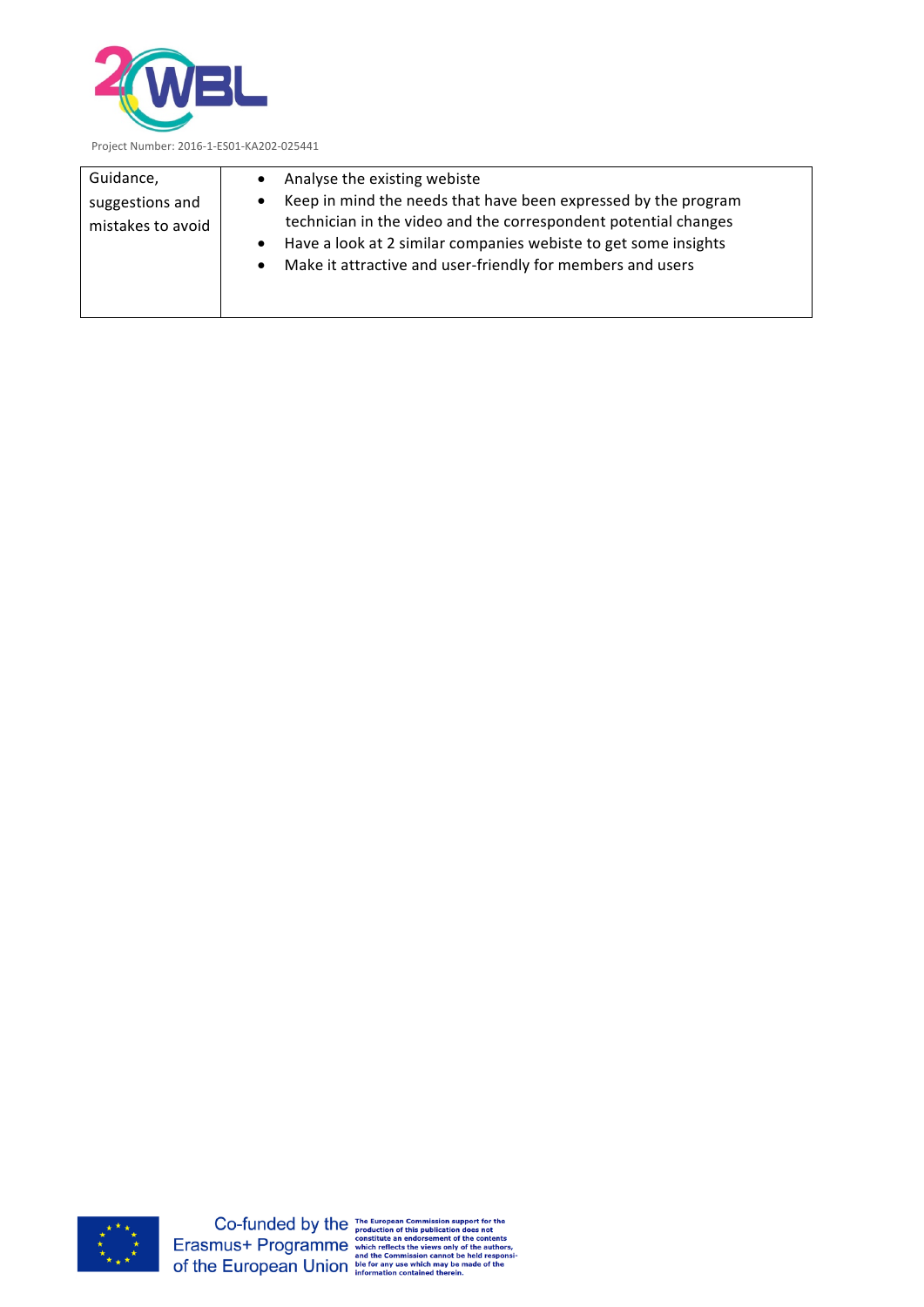| | |
|---|---|
| Guidance, suggestions and mistakes to avoid | • Analyse the existing webiste<br>• Keep in mind the needs that have been expressed by the program technician in the video and the correspondent potential changes<br>• Have a look at 2 similar companies webiste to get some insights<br>• Make it attractive and user-friendly for members and users |